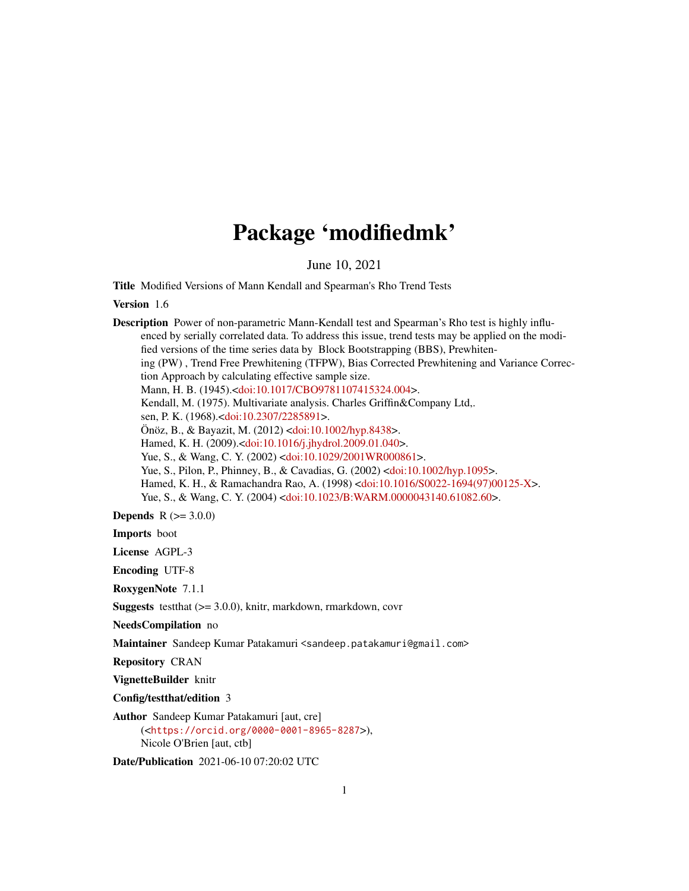# Package 'modifiedmk'

June 10, 2021

**Title** Modified Versions of Mann Kendall and Spearman's Rho Trend Tests

**Version** 1.6

**Description** Power of non-parametric Mann-Kendall test and Spearman's Rho test is highly influenced by serially correlated data. To address this issue, trend tests may be applied on the modified versions of the time series data by Block Bootstrapping (BBS), Prewhitening (PW) , Trend Free Prewhitening (TFPW), Bias Corrected Prewhitening and Variance Correction Approach by calculating effective sample size.
Mann, H. B. (1945).<doi:10.1017/CBO9781107415324.004>.
Kendall, M. (1975). Multivariate analysis. Charles Griffin&Company Ltd,.
sen, P. K. (1968).<doi:10.2307/2285891>.
Önöz, B., & Bayazit, M. (2012) <doi:10.1002/hyp.8438>.
Hamed, K. H. (2009).<doi:10.1016/j.jhydrol.2009.01.040>.
Yue, S., & Wang, C. Y. (2002) <doi:10.1029/2001WR000861>.
Yue, S., Pilon, P., Phinney, B., & Cavadias, G. (2002) <doi:10.1002/hyp.1095>.
Hamed, K. H., & Ramachandra Rao, A. (1998) <doi:10.1016/S0022-1694(97)00125-X>.
Yue, S., & Wang, C. Y. (2004) <doi:10.1023/B:WARM.0000043140.61082.60>.

**Depends** R (>= 3.0.0)

**Imports** boot

**License** AGPL-3

**Encoding** UTF-8

**RoxygenNote** 7.1.1

**Suggests** testthat (>= 3.0.0), knitr, markdown, rmarkdown, covr

**NeedsCompilation** no

**Maintainer** Sandeep Kumar Patakamuri <sandeep.patakamuri@gmail.com>

**Repository** CRAN

**VignetteBuilder** knitr

**Config/testthat/edition** 3

**Author** Sandeep Kumar Patakamuri [aut, cre]
(<https://orcid.org/0000-0001-8965-8287>),
Nicole O'Brien [aut, ctb]

**Date/Publication** 2021-06-10 07:20:02 UTC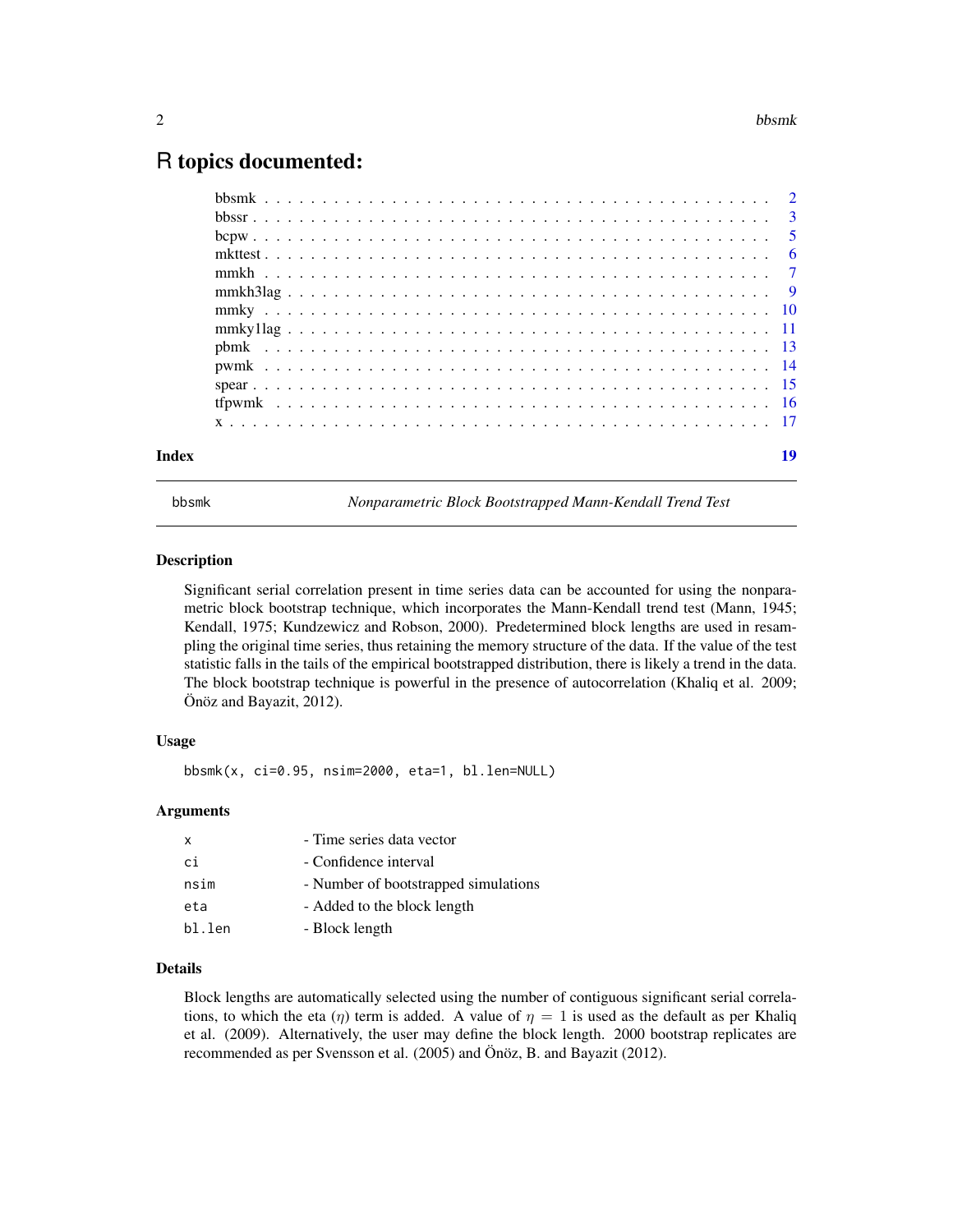# R topics documented:

| | |
|---|---|
| bbsmk | 2 |
| bbssr | 3 |
| bcpw | 5 |
| mkttest | 6 |
| mmkh | 7 |
| mmkh3lag | 9 |
| mmky | 10 |
| mmky1lag | 11 |
| pbmk | 13 |
| pwmk | 14 |
| spear | 15 |
| tfpwmk | 16 |
| x | 17 |
| **Index** | **19** |

---

## bbsmk — *Nonparametric Block Bootstrapped Mann-Kendall Trend Test*

### Description

Significant serial correlation present in time series data can be accounted for using the nonparametric block bootstrap technique, which incorporates the Mann-Kendall trend test (Mann, 1945; Kendall, 1975; Kundzewicz and Robson, 2000). Predetermined block lengths are used in resampling the original time series, thus retaining the memory structure of the data. If the value of the test statistic falls in the tails of the empirical bootstrapped distribution, there is likely a trend in the data. The block bootstrap technique is powerful in the presence of autocorrelation (Khaliq et al. 2009; Önöz and Bayazit, 2012).

### Usage

```
bbsmk(x, ci=0.95, nsim=2000, eta=1, bl.len=NULL)
```

### Arguments

| | |
|---|---|
| x | - Time series data vector |
| ci | - Confidence interval |
| nsim | - Number of bootstrapped simulations |
| eta | - Added to the block length |
| bl.len | - Block length |

### Details

Block lengths are automatically selected using the number of contiguous significant serial correlations, to which the eta ($\eta$) term is added. A value of $\eta = 1$ is used as the default as per Khaliq et al. (2009). Alternatively, the user may define the block length. 2000 bootstrap replicates are recommended as per Svensson et al. (2005) and Önöz, B. and Bayazit (2012).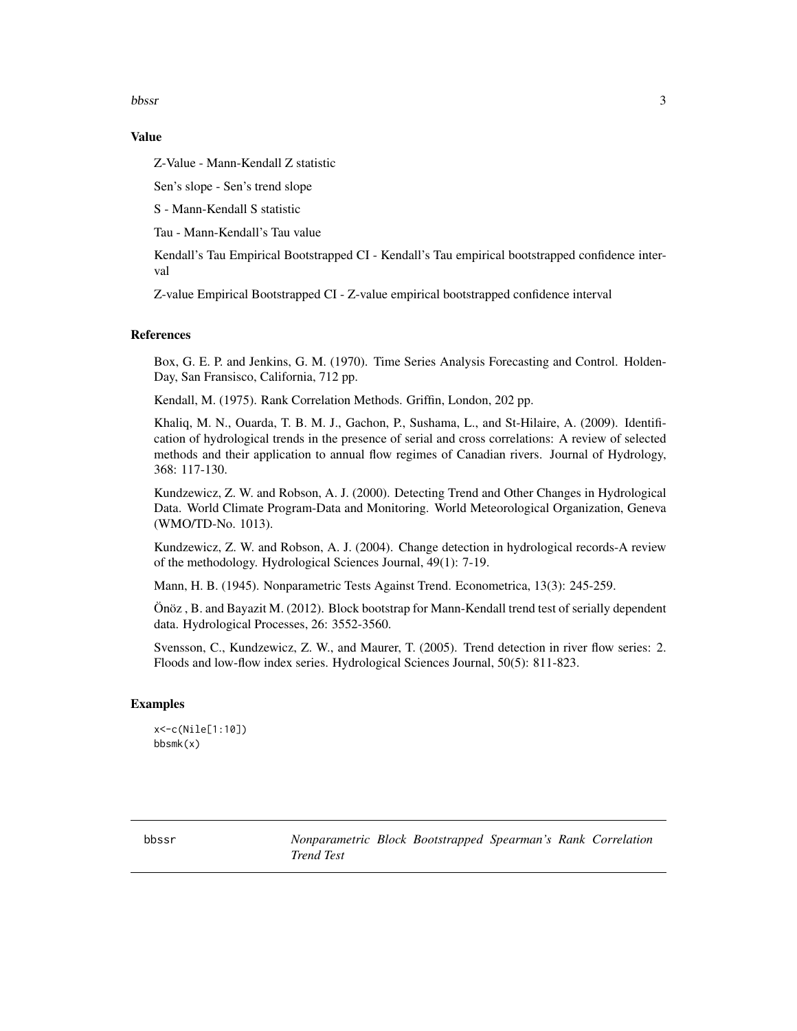### Value

Z-Value - Mann-Kendall Z statistic

Sen's slope - Sen's trend slope

S - Mann-Kendall S statistic

Tau - Mann-Kendall's Tau value

Kendall's Tau Empirical Bootstrapped CI - Kendall's Tau empirical bootstrapped confidence interval

Z-value Empirical Bootstrapped CI - Z-value empirical bootstrapped confidence interval

### References

Box, G. E. P. and Jenkins, G. M. (1970). Time Series Analysis Forecasting and Control. Holden-Day, San Fransisco, California, 712 pp.

Kendall, M. (1975). Rank Correlation Methods. Griffin, London, 202 pp.

Khaliq, M. N., Ouarda, T. B. M. J., Gachon, P., Sushama, L., and St-Hilaire, A. (2009). Identification of hydrological trends in the presence of serial and cross correlations: A review of selected methods and their application to annual flow regimes of Canadian rivers. Journal of Hydrology, 368: 117-130.

Kundzewicz, Z. W. and Robson, A. J. (2000). Detecting Trend and Other Changes in Hydrological Data. World Climate Program-Data and Monitoring. World Meteorological Organization, Geneva (WMO/TD-No. 1013).

Kundzewicz, Z. W. and Robson, A. J. (2004). Change detection in hydrological records-A review of the methodology. Hydrological Sciences Journal, 49(1): 7-19.

Mann, H. B. (1945). Nonparametric Tests Against Trend. Econometrica, 13(3): 245-259.

Önöz , B. and Bayazit M. (2012). Block bootstrap for Mann-Kendall trend test of serially dependent data. Hydrological Processes, 26: 3552-3560.

Svensson, C., Kundzewicz, Z. W., and Maurer, T. (2005). Trend detection in river flow series: 2. Floods and low-flow index series. Hydrological Sciences Journal, 50(5): 811-823.

### Examples

```
x<-c(Nile[1:10])
bbsmk(x)
```

---

## bbssr — *Nonparametric Block Bootstrapped Spearman's Rank Correlation Trend Test*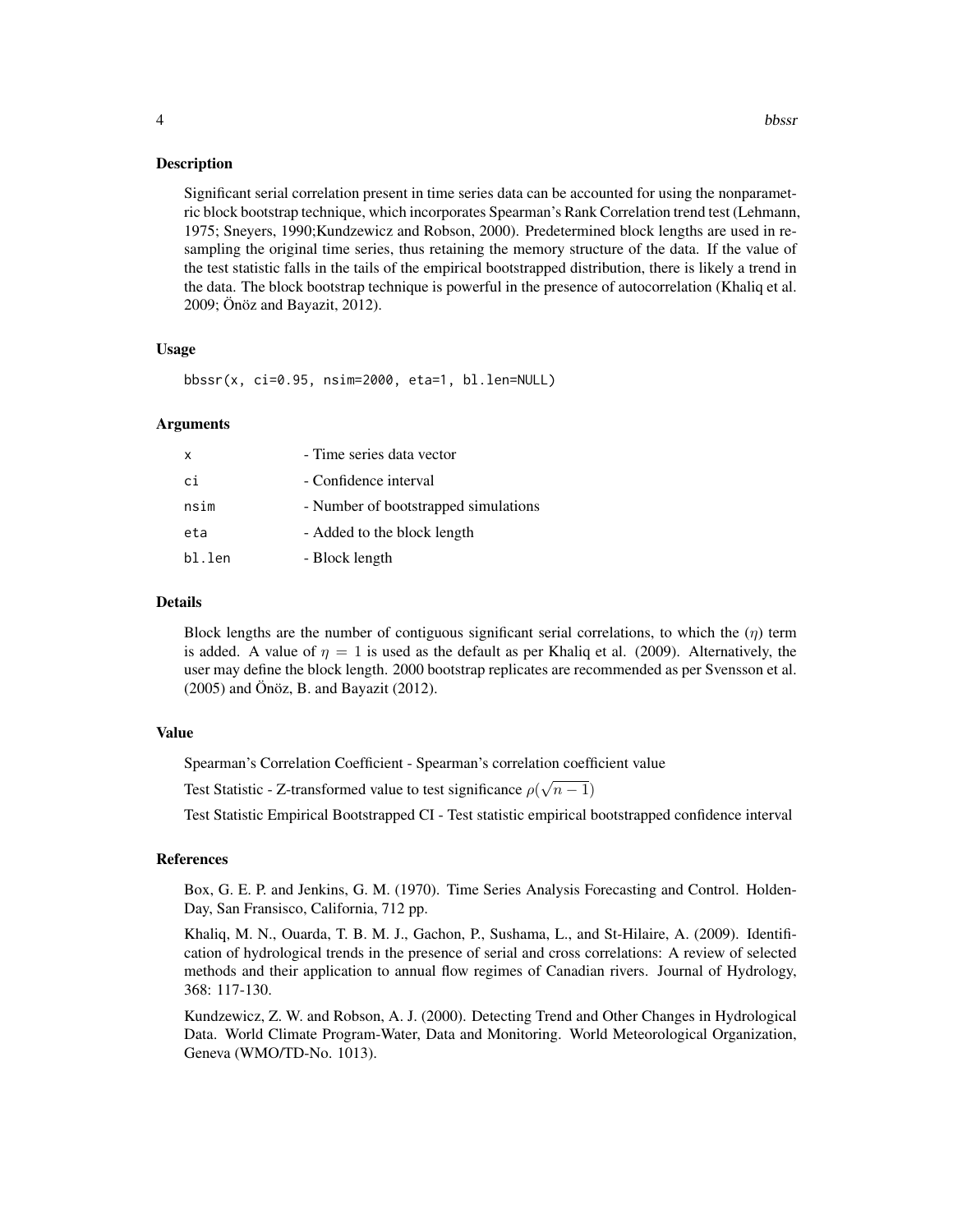## Description

Significant serial correlation present in time series data can be accounted for using the nonparametric block bootstrap technique, which incorporates Spearman's Rank Correlation trend test (Lehmann, 1975; Sneyers, 1990;Kundzewicz and Robson, 2000). Predetermined block lengths are used in resampling the original time series, thus retaining the memory structure of the data. If the value of the test statistic falls in the tails of the empirical bootstrapped distribution, there is likely a trend in the data. The block bootstrap technique is powerful in the presence of autocorrelation (Khaliq et al. 2009; Önöz and Bayazit, 2012).

## Usage

```
bbssr(x, ci=0.95, nsim=2000, eta=1, bl.len=NULL)
```

## Arguments

| | |
|---|---|
| x | - Time series data vector |
| ci | - Confidence interval |
| nsim | - Number of bootstrapped simulations |
| eta | - Added to the block length |
| bl.len | - Block length |

## Details

Block lengths are the number of contiguous significant serial correlations, to which the ($\eta$) term is added. A value of $\eta = 1$ is used as the default as per Khaliq et al. (2009). Alternatively, the user may define the block length. 2000 bootstrap replicates are recommended as per Svensson et al. (2005) and Önöz, B. and Bayazit (2012).

## Value

Spearman's Correlation Coefficient - Spearman's correlation coefficient value

Test Statistic - Z-transformed value to test significance $\rho(\sqrt{n-1})$

Test Statistic Empirical Bootstrapped CI - Test statistic empirical bootstrapped confidence interval

## References

Box, G. E. P. and Jenkins, G. M. (1970). Time Series Analysis Forecasting and Control. Holden-Day, San Fransisco, California, 712 pp.

Khaliq, M. N., Ouarda, T. B. M. J., Gachon, P., Sushama, L., and St-Hilaire, A. (2009). Identification of hydrological trends in the presence of serial and cross correlations: A review of selected methods and their application to annual flow regimes of Canadian rivers. Journal of Hydrology, 368: 117-130.

Kundzewicz, Z. W. and Robson, A. J. (2000). Detecting Trend and Other Changes in Hydrological Data. World Climate Program-Water, Data and Monitoring. World Meteorological Organization, Geneva (WMO/TD-No. 1013).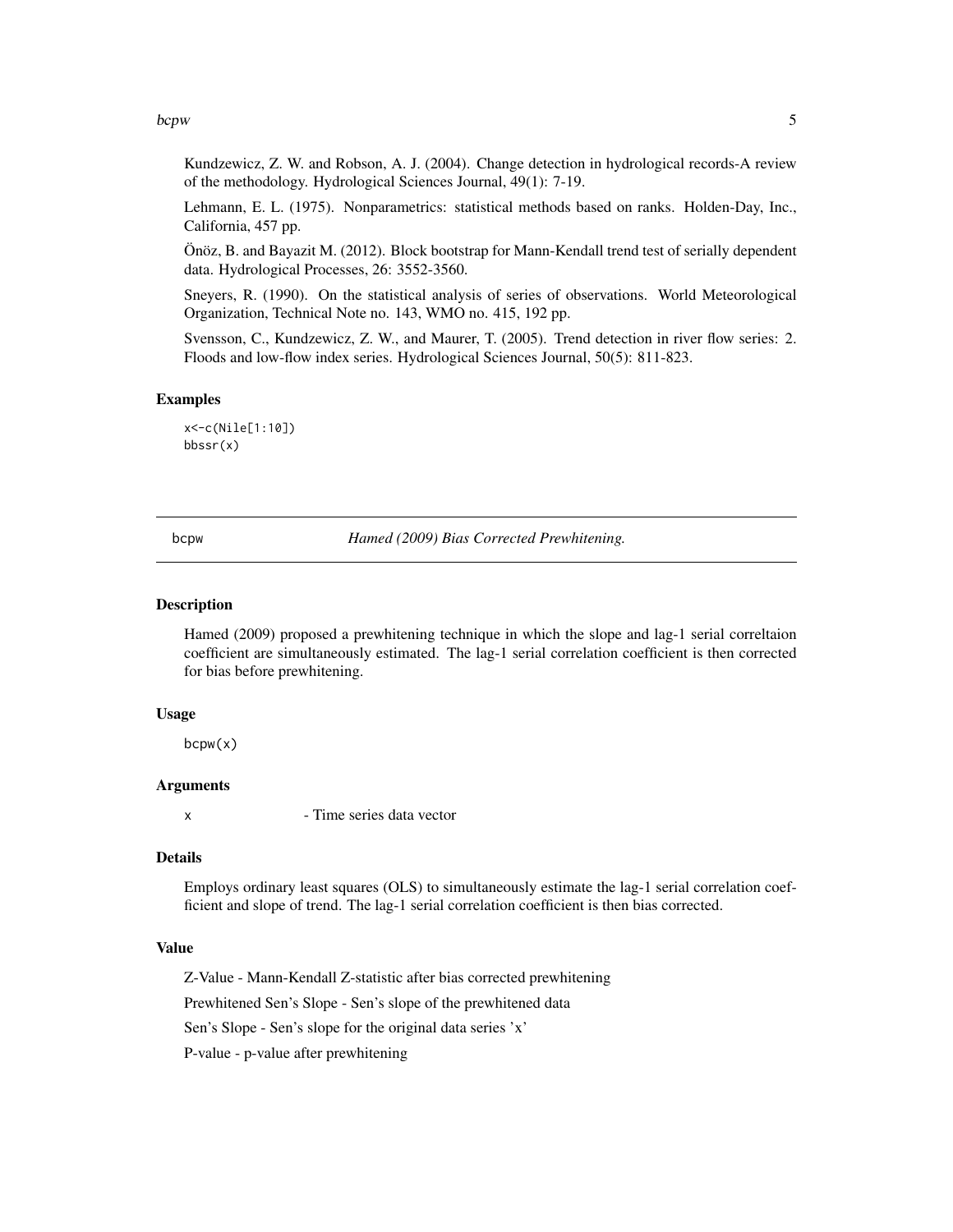Kundzewicz, Z. W. and Robson, A. J. (2004). Change detection in hydrological records-A review of the methodology. Hydrological Sciences Journal, 49(1): 7-19.

Lehmann, E. L. (1975). Nonparametrics: statistical methods based on ranks. Holden-Day, Inc., California, 457 pp.

Önöz, B. and Bayazit M. (2012). Block bootstrap for Mann-Kendall trend test of serially dependent data. Hydrological Processes, 26: 3552-3560.

Sneyers, R. (1990). On the statistical analysis of series of observations. World Meteorological Organization, Technical Note no. 143, WMO no. 415, 192 pp.

Svensson, C., Kundzewicz, Z. W., and Maurer, T. (2005). Trend detection in river flow series: 2. Floods and low-flow index series. Hydrological Sciences Journal, 50(5): 811-823.

### Examples

```
x<-c(Nile[1:10])
bbssr(x)
```

---

## bcpw — *Hamed (2009) Bias Corrected Prewhitening.*

### Description

Hamed (2009) proposed a prewhitening technique in which the slope and lag-1 serial correltaion coefficient are simultaneously estimated. The lag-1 serial correlation coefficient is then corrected for bias before prewhitening.

### Usage

```
bcpw(x)
```

### Arguments

| | |
|---|---|
| x | - Time series data vector |

### Details

Employs ordinary least squares (OLS) to simultaneously estimate the lag-1 serial correlation coefficient and slope of trend. The lag-1 serial correlation coefficient is then bias corrected.

### Value

Z-Value - Mann-Kendall Z-statistic after bias corrected prewhitening

Prewhitened Sen's Slope - Sen's slope of the prewhitened data

Sen's Slope - Sen's slope for the original data series 'x'

P-value - p-value after prewhitening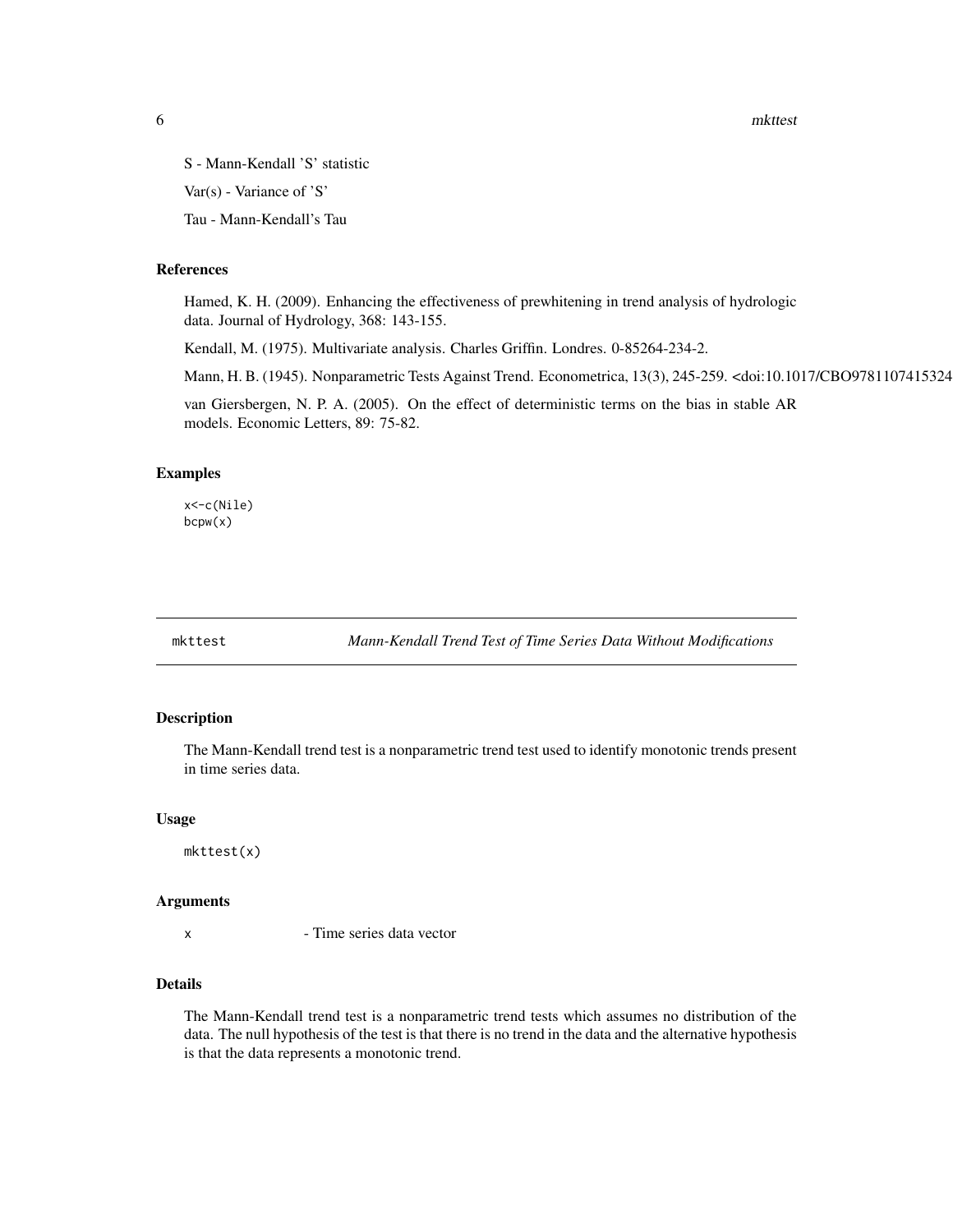S - Mann-Kendall 'S' statistic

Var(s) - Variance of 'S'

Tau - Mann-Kendall's Tau

### References

Hamed, K. H. (2009). Enhancing the effectiveness of prewhitening in trend analysis of hydrologic data. Journal of Hydrology, 368: 143-155.

Kendall, M. (1975). Multivariate analysis. Charles Griffin. Londres. 0-85264-234-2.

Mann, H. B. (1945). Nonparametric Tests Against Trend. Econometrica, 13(3), 245-259. <doi:10.1017/CBO9781107415324

van Giersbergen, N. P. A. (2005). On the effect of deterministic terms on the bias in stable AR models. Economic Letters, 89: 75-82.

### Examples

```
x<-c(Nile)
bcpw(x)
```

---

## mkttest — *Mann-Kendall Trend Test of Time Series Data Without Modifications*

---

### Description

The Mann-Kendall trend test is a nonparametric trend test used to identify monotonic trends present in time series data.

### Usage

```
mkttest(x)
```

### Arguments

`x` - Time series data vector

### Details

The Mann-Kendall trend test is a nonparametric trend tests which assumes no distribution of the data. The null hypothesis of the test is that there is no trend in the data and the alternative hypothesis is that the data represents a monotonic trend.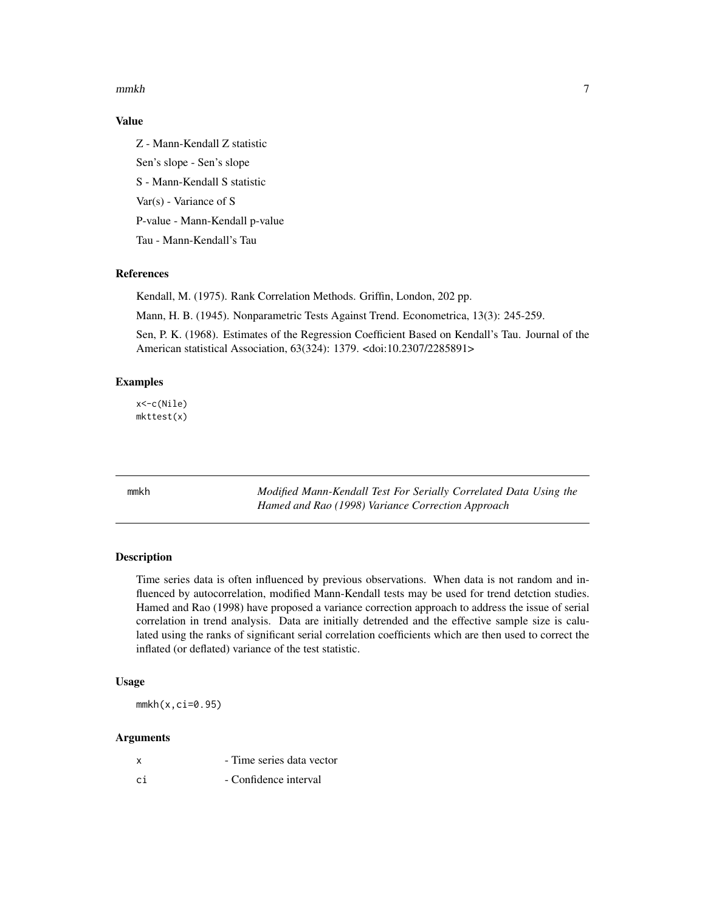### Value

Z - Mann-Kendall Z statistic

Sen's slope - Sen's slope

S - Mann-Kendall S statistic

Var(s) - Variance of S

P-value - Mann-Kendall p-value

Tau - Mann-Kendall's Tau

### References

Kendall, M. (1975). Rank Correlation Methods. Griffin, London, 202 pp.

Mann, H. B. (1945). Nonparametric Tests Against Trend. Econometrica, 13(3): 245-259.

Sen, P. K. (1968). Estimates of the Regression Coefficient Based on Kendall's Tau. Journal of the American statistical Association, 63(324): 1379. <doi:10.2307/2285891>

### Examples

```
x<-c(Nile)
mkttest(x)
```

---

## mmkh — *Modified Mann-Kendall Test For Serially Correlated Data Using the Hamed and Rao (1998) Variance Correction Approach*

---

### Description

Time series data is often influenced by previous observations. When data is not random and influenced by autocorrelation, modified Mann-Kendall tests may be used for trend detction studies. Hamed and Rao (1998) have proposed a variance correction approach to address the issue of serial correlation in trend analysis. Data are initially detrended and the effective sample size is calulated using the ranks of significant serial correlation coefficients which are then used to correct the inflated (or deflated) variance of the test statistic.

### Usage

```
mmkh(x,ci=0.95)
```

### Arguments

| | |
|---|---|
| x | - Time series data vector |
| ci | - Confidence interval |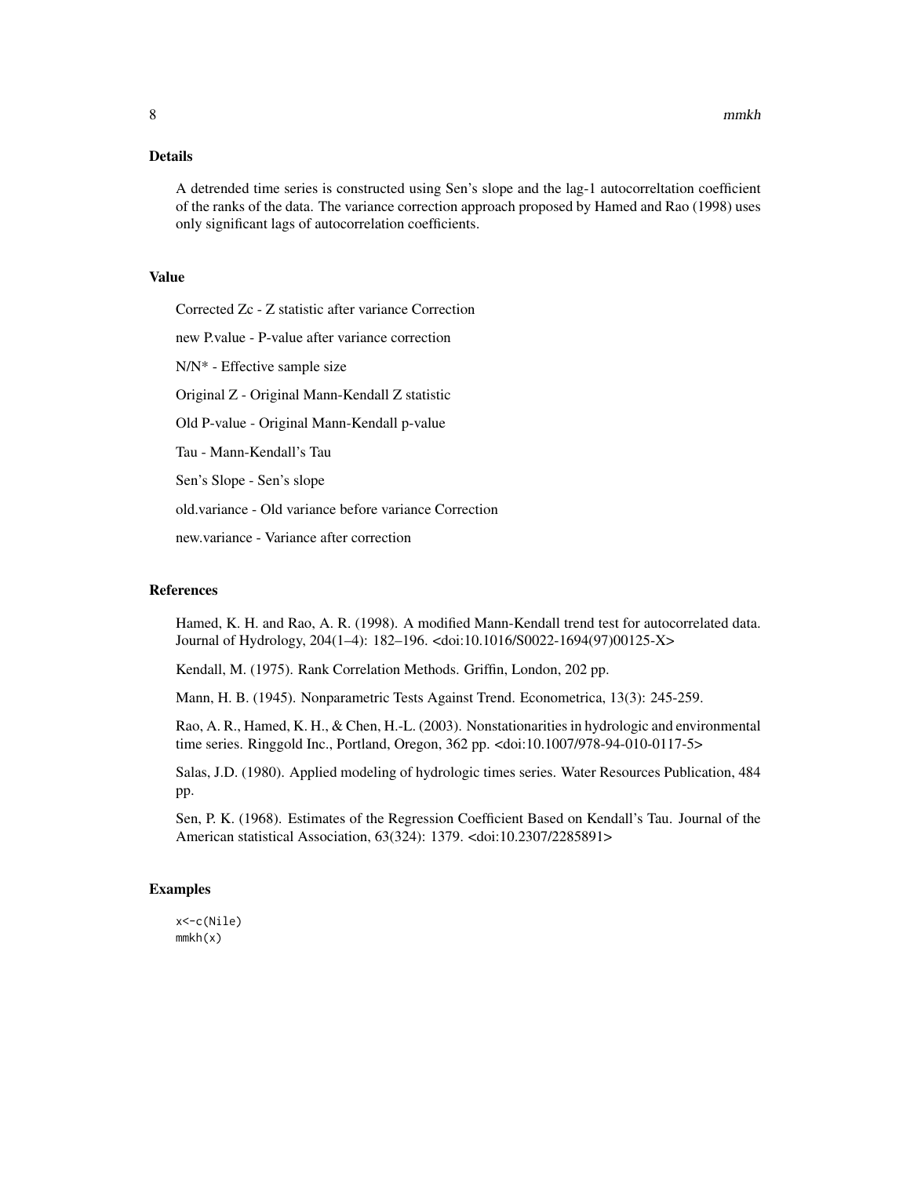### Details

A detrended time series is constructed using Sen's slope and the lag-1 autocorreltation coefficient of the ranks of the data. The variance correction approach proposed by Hamed and Rao (1998) uses only significant lags of autocorrelation coefficients.

### Value

Corrected Zc - Z statistic after variance Correction

new P.value - P-value after variance correction

N/N* - Effective sample size

Original Z - Original Mann-Kendall Z statistic

Old P-value - Original Mann-Kendall p-value

Tau - Mann-Kendall's Tau

Sen's Slope - Sen's slope

old.variance - Old variance before variance Correction

new.variance - Variance after correction

### References

Hamed, K. H. and Rao, A. R. (1998). A modified Mann-Kendall trend test for autocorrelated data. Journal of Hydrology, 204(1–4): 182–196. <doi:10.1016/S0022-1694(97)00125-X>

Kendall, M. (1975). Rank Correlation Methods. Griffin, London, 202 pp.

Mann, H. B. (1945). Nonparametric Tests Against Trend. Econometrica, 13(3): 245-259.

Rao, A. R., Hamed, K. H., & Chen, H.-L. (2003). Nonstationarities in hydrologic and environmental time series. Ringgold Inc., Portland, Oregon, 362 pp. <doi:10.1007/978-94-010-0117-5>

Salas, J.D. (1980). Applied modeling of hydrologic times series. Water Resources Publication, 484 pp.

Sen, P. K. (1968). Estimates of the Regression Coefficient Based on Kendall's Tau. Journal of the American statistical Association, 63(324): 1379. <doi:10.2307/2285891>

### Examples

```
x<-c(Nile)
mmkh(x)
```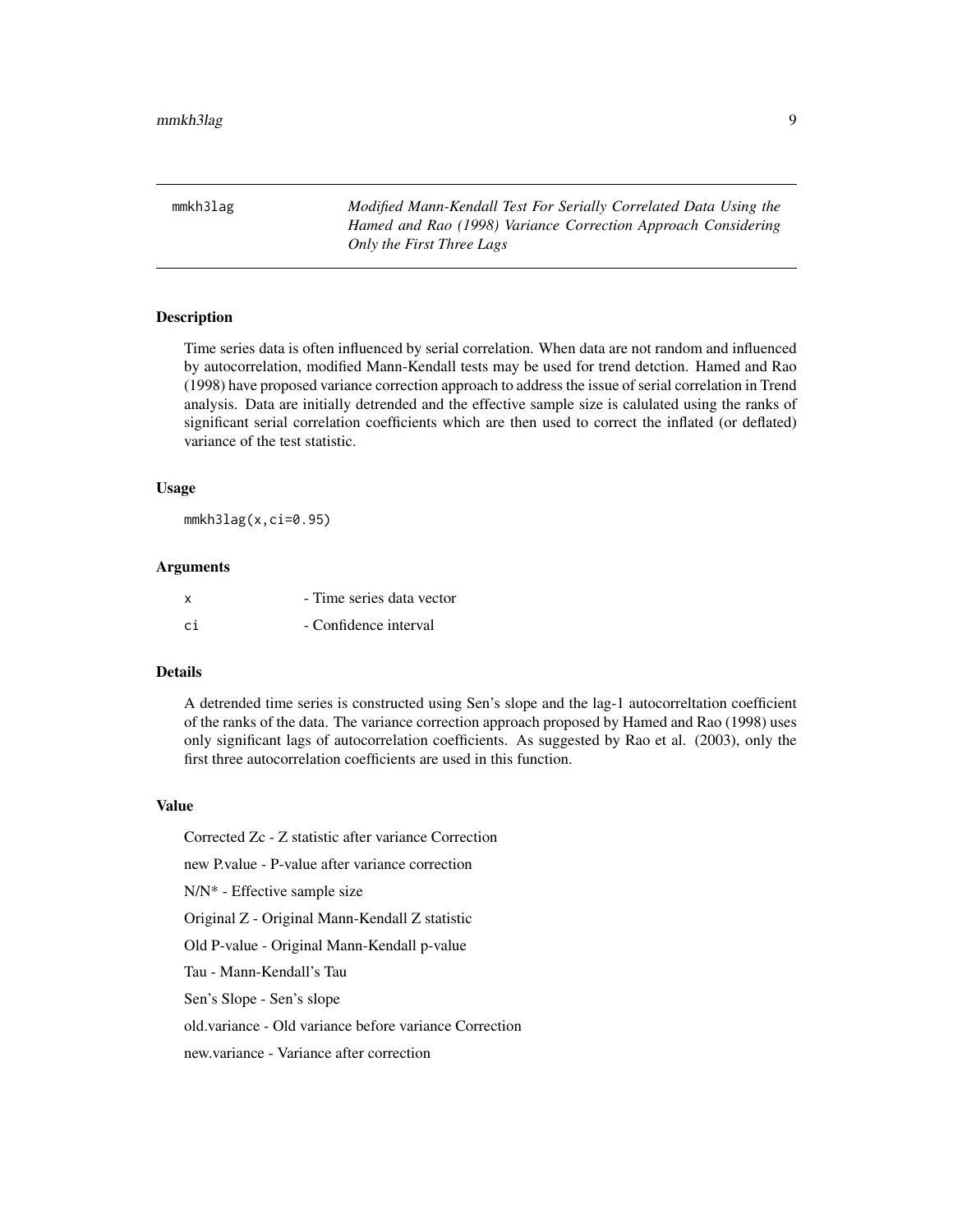## mmkh3lag

*Modified Mann-Kendall Test For Serially Correlated Data Using the Hamed and Rao (1998) Variance Correction Approach Considering Only the First Three Lags*

### Description

Time series data is often influenced by serial correlation. When data are not random and influenced by autocorrelation, modified Mann-Kendall tests may be used for trend detction. Hamed and Rao (1998) have proposed variance correction approach to address the issue of serial correlation in Trend analysis. Data are initially detrended and the effective sample size is calulated using the ranks of significant serial correlation coefficients which are then used to correct the inflated (or deflated) variance of the test statistic.

### Usage

```
mmkh3lag(x,ci=0.95)
```

### Arguments

| | |
|---|---|
| `x` | - Time series data vector |
| `ci` | - Confidence interval |

### Details

A detrended time series is constructed using Sen's slope and the lag-1 autocorreltation coefficient of the ranks of the data. The variance correction approach proposed by Hamed and Rao (1998) uses only significant lags of autocorrelation coefficients. As suggested by Rao et al. (2003), only the first three autocorrelation coefficients are used in this function.

### Value

Corrected Zc - Z statistic after variance Correction

new P.value - P-value after variance correction

N/N* - Effective sample size

Original Z - Original Mann-Kendall Z statistic

Old P-value - Original Mann-Kendall p-value

Tau - Mann-Kendall's Tau

Sen's Slope - Sen's slope

old.variance - Old variance before variance Correction

new.variance - Variance after correction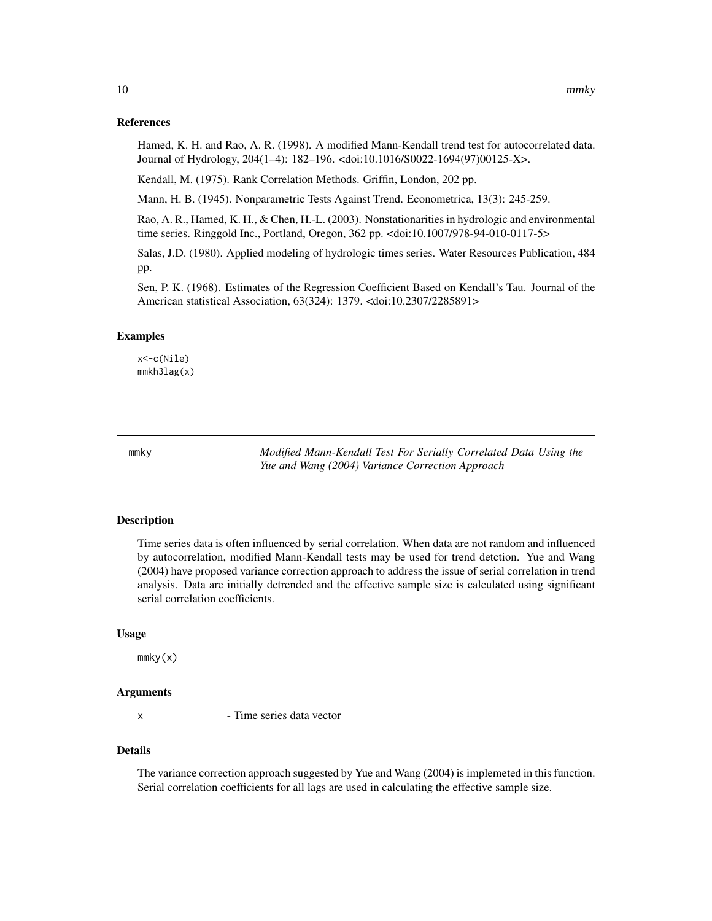### References

Hamed, K. H. and Rao, A. R. (1998). A modified Mann-Kendall trend test for autocorrelated data. Journal of Hydrology, 204(1–4): 182–196. <doi:10.1016/S0022-1694(97)00125-X>.

Kendall, M. (1975). Rank Correlation Methods. Griffin, London, 202 pp.

Mann, H. B. (1945). Nonparametric Tests Against Trend. Econometrica, 13(3): 245-259.

Rao, A. R., Hamed, K. H., & Chen, H.-L. (2003). Nonstationarities in hydrologic and environmental time series. Ringgold Inc., Portland, Oregon, 362 pp. <doi:10.1007/978-94-010-0117-5>

Salas, J.D. (1980). Applied modeling of hydrologic times series. Water Resources Publication, 484 pp.

Sen, P. K. (1968). Estimates of the Regression Coefficient Based on Kendall's Tau. Journal of the American statistical Association, 63(324): 1379. <doi:10.2307/2285891>

### Examples

```
x<-c(Nile)
mmkh3lag(x)
```

---

## mmky — *Modified Mann-Kendall Test For Serially Correlated Data Using the Yue and Wang (2004) Variance Correction Approach*

### Description

Time series data is often influenced by serial correlation. When data are not random and influenced by autocorrelation, modified Mann-Kendall tests may be used for trend detction. Yue and Wang (2004) have proposed variance correction approach to address the issue of serial correlation in trend analysis. Data are initially detrended and the effective sample size is calculated using significant serial correlation coefficients.

### Usage

```
mmky(x)
```

### Arguments

| | |
|---|---|
| x | - Time series data vector |

### Details

The variance correction approach suggested by Yue and Wang (2004) is implemeted in this function. Serial correlation coefficients for all lags are used in calculating the effective sample size.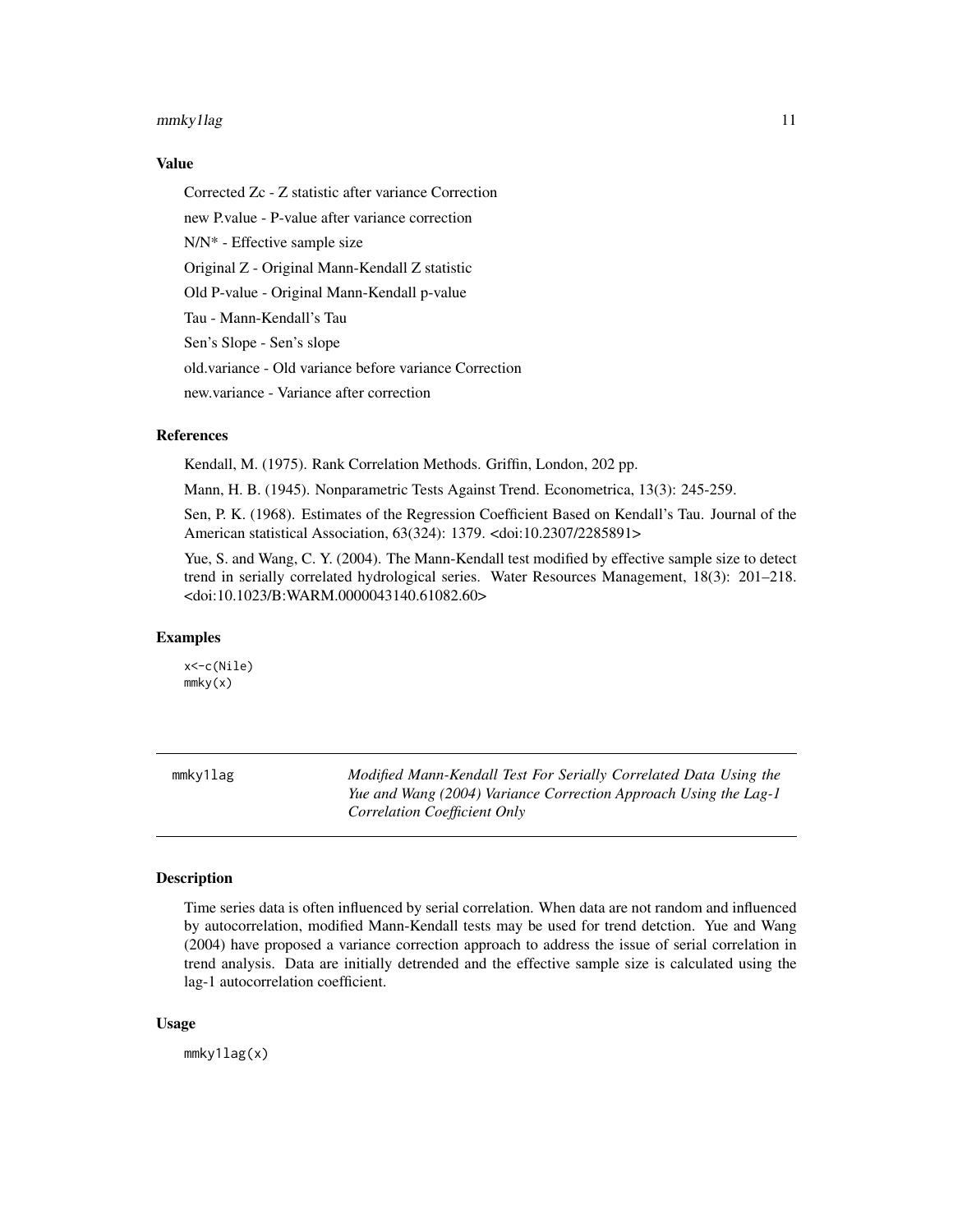### Value

Corrected Zc - Z statistic after variance Correction

new P.value - P-value after variance correction

N/N* - Effective sample size

Original Z - Original Mann-Kendall Z statistic

Old P-value - Original Mann-Kendall p-value

Tau - Mann-Kendall's Tau

Sen's Slope - Sen's slope

old.variance - Old variance before variance Correction

new.variance - Variance after correction

### References

Kendall, M. (1975). Rank Correlation Methods. Griffin, London, 202 pp.

Mann, H. B. (1945). Nonparametric Tests Against Trend. Econometrica, 13(3): 245-259.

Sen, P. K. (1968). Estimates of the Regression Coefficient Based on Kendall's Tau. Journal of the American statistical Association, 63(324): 1379. <doi:10.2307/2285891>

Yue, S. and Wang, C. Y. (2004). The Mann-Kendall test modified by effective sample size to detect trend in serially correlated hydrological series. Water Resources Management, 18(3): 201–218. <doi:10.1023/B:WARM.0000043140.61082.60>

### Examples

```
x<-c(Nile)
mmky(x)
```

---

## mmky1lag

*Modified Mann-Kendall Test For Serially Correlated Data Using the Yue and Wang (2004) Variance Correction Approach Using the Lag-1 Correlation Coefficient Only*

### Description

Time series data is often influenced by serial correlation. When data are not random and influenced by autocorrelation, modified Mann-Kendall tests may be used for trend detction. Yue and Wang (2004) have proposed a variance correction approach to address the issue of serial correlation in trend analysis. Data are initially detrended and the effective sample size is calculated using the lag-1 autocorrelation coefficient.

### Usage

```
mmky1lag(x)
```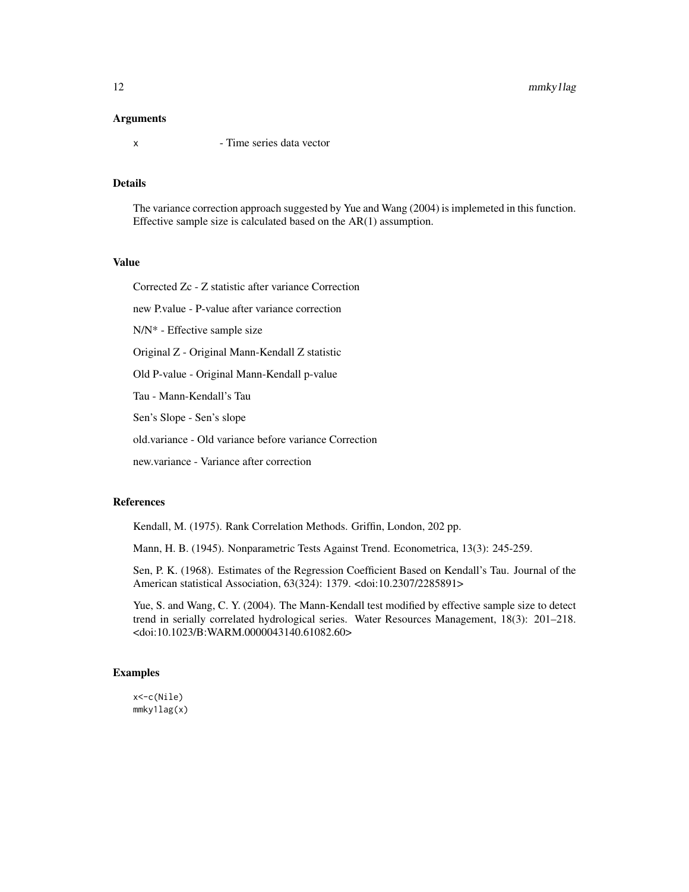### Arguments

x - Time series data vector

### Details

The variance correction approach suggested by Yue and Wang (2004) is implemeted in this function. Effective sample size is calculated based on the AR(1) assumption.

### Value

Corrected Zc - Z statistic after variance Correction

new P.value - P-value after variance correction

N/N* - Effective sample size

Original Z - Original Mann-Kendall Z statistic

Old P-value - Original Mann-Kendall p-value

Tau - Mann-Kendall's Tau

Sen's Slope - Sen's slope

old.variance - Old variance before variance Correction

new.variance - Variance after correction

### References

Kendall, M. (1975). Rank Correlation Methods. Griffin, London, 202 pp.

Mann, H. B. (1945). Nonparametric Tests Against Trend. Econometrica, 13(3): 245-259.

Sen, P. K. (1968). Estimates of the Regression Coefficient Based on Kendall's Tau. Journal of the American statistical Association, 63(324): 1379. <doi:10.2307/2285891>

Yue, S. and Wang, C. Y. (2004). The Mann-Kendall test modified by effective sample size to detect trend in serially correlated hydrological series. Water Resources Management, 18(3): 201–218. <doi:10.1023/B:WARM.0000043140.61082.60>

### Examples

```
x<-c(Nile)
mmky1lag(x)
```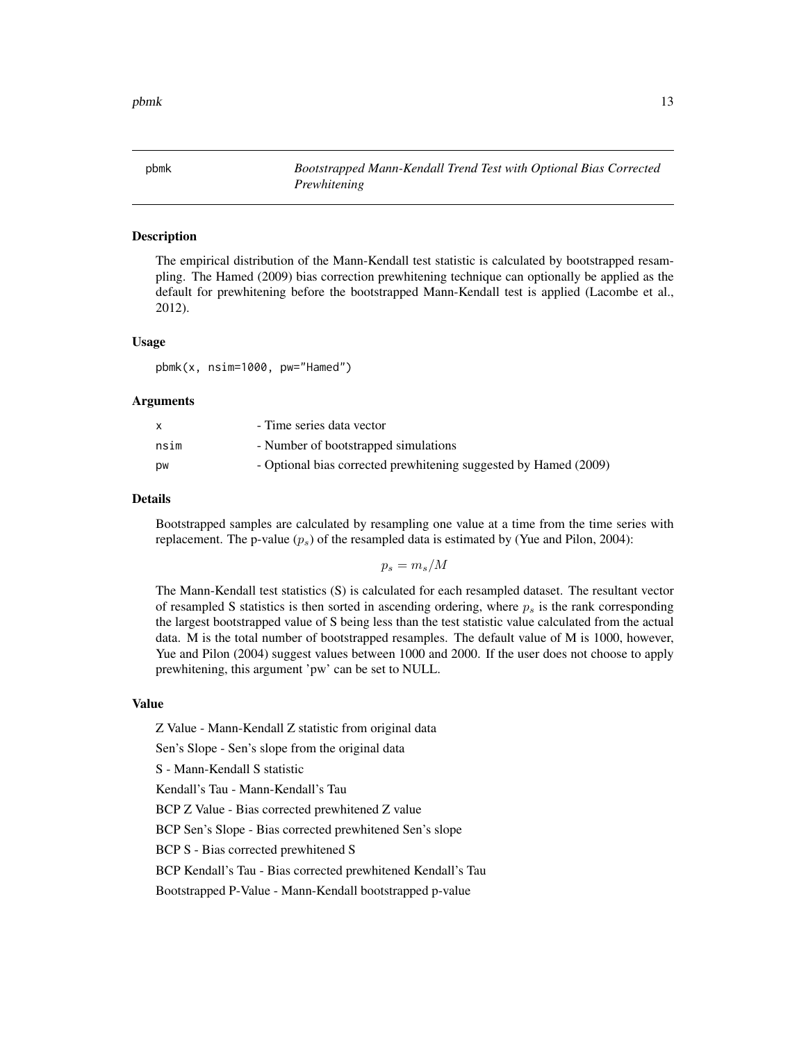# pbmk — *Bootstrapped Mann-Kendall Trend Test with Optional Bias Corrected Prewhitening*

## Description

The empirical distribution of the Mann-Kendall test statistic is calculated by bootstrapped resampling. The Hamed (2009) bias correction prewhitening technique can optionally be applied as the default for prewhitening before the bootstrapped Mann-Kendall test is applied (Lacombe et al., 2012).

## Usage

```
pbmk(x, nsim=1000, pw="Hamed")
```

## Arguments

| | |
|---|---|
| x | - Time series data vector |
| nsim | - Number of bootstrapped simulations |
| pw | - Optional bias corrected prewhitening suggested by Hamed (2009) |

## Details

Bootstrapped samples are calculated by resampling one value at a time from the time series with replacement. The p-value ($p_s$) of the resampled data is estimated by (Yue and Pilon, 2004):

$$p_s = m_s/M$$

The Mann-Kendall test statistics (S) is calculated for each resampled dataset. The resultant vector of resampled S statistics is then sorted in ascending ordering, where $p_s$ is the rank corresponding the largest bootstrapped value of S being less than the test statistic value calculated from the actual data. M is the total number of bootstrapped resamples. The default value of M is 1000, however, Yue and Pilon (2004) suggest values between 1000 and 2000. If the user does not choose to apply prewhitening, this argument 'pw' can be set to NULL.

## Value

Z Value - Mann-Kendall Z statistic from original data

Sen's Slope - Sen's slope from the original data

S - Mann-Kendall S statistic

Kendall's Tau - Mann-Kendall's Tau

BCP Z Value - Bias corrected prewhitened Z value

BCP Sen's Slope - Bias corrected prewhitened Sen's slope

BCP S - Bias corrected prewhitened S

BCP Kendall's Tau - Bias corrected prewhitened Kendall's Tau

Bootstrapped P-Value - Mann-Kendall bootstrapped p-value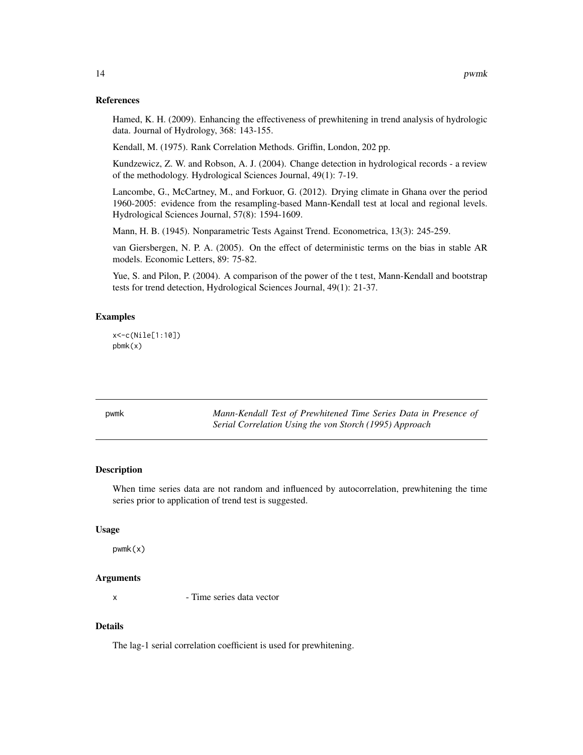### References

Hamed, K. H. (2009). Enhancing the effectiveness of prewhitening in trend analysis of hydrologic data. Journal of Hydrology, 368: 143-155.

Kendall, M. (1975). Rank Correlation Methods. Griffin, London, 202 pp.

Kundzewicz, Z. W. and Robson, A. J. (2004). Change detection in hydrological records - a review of the methodology. Hydrological Sciences Journal, 49(1): 7-19.

Lancombe, G., McCartney, M., and Forkuor, G. (2012). Drying climate in Ghana over the period 1960-2005: evidence from the resampling-based Mann-Kendall test at local and regional levels. Hydrological Sciences Journal, 57(8): 1594-1609.

Mann, H. B. (1945). Nonparametric Tests Against Trend. Econometrica, 13(3): 245-259.

van Giersbergen, N. P. A. (2005). On the effect of deterministic terms on the bias in stable AR models. Economic Letters, 89: 75-82.

Yue, S. and Pilon, P. (2004). A comparison of the power of the t test, Mann-Kendall and bootstrap tests for trend detection, Hydrological Sciences Journal, 49(1): 21-37.

### Examples

```
x<-c(Nile[1:10])
pbmk(x)
```

---

## pwmk — *Mann-Kendall Test of Prewhitened Time Series Data in Presence of Serial Correlation Using the von Storch (1995) Approach*

---

### Description

When time series data are not random and influenced by autocorrelation, prewhitening the time series prior to application of trend test is suggested.

### Usage

```
pwmk(x)
```

### Arguments

x - Time series data vector

### Details

The lag-1 serial correlation coefficient is used for prewhitening.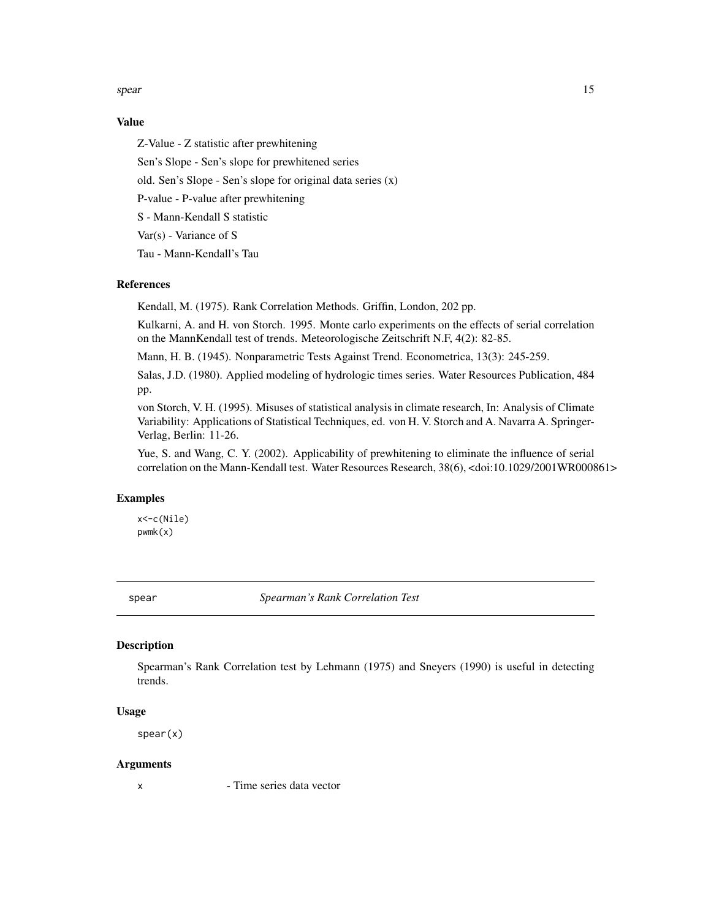### Value

Z-Value - Z statistic after prewhitening

Sen's Slope - Sen's slope for prewhitened series

old. Sen's Slope - Sen's slope for original data series (x)

P-value - P-value after prewhitening

S - Mann-Kendall S statistic

Var(s) - Variance of S

Tau - Mann-Kendall's Tau

### References

Kendall, M. (1975). Rank Correlation Methods. Griffin, London, 202 pp.

Kulkarni, A. and H. von Storch. 1995. Monte carlo experiments on the effects of serial correlation on the MannKendall test of trends. Meteorologische Zeitschrift N.F, 4(2): 82-85.

Mann, H. B. (1945). Nonparametric Tests Against Trend. Econometrica, 13(3): 245-259.

Salas, J.D. (1980). Applied modeling of hydrologic times series. Water Resources Publication, 484 pp.

von Storch, V. H. (1995). Misuses of statistical analysis in climate research, In: Analysis of Climate Variability: Applications of Statistical Techniques, ed. von H. V. Storch and A. Navarra A. Springer-Verlag, Berlin: 11-26.

Yue, S. and Wang, C. Y. (2002). Applicability of prewhitening to eliminate the influence of serial correlation on the Mann-Kendall test. Water Resources Research, 38(6), <doi:10.1029/2001WR000861>

### Examples

```
x<-c(Nile)
pwmk(x)
```

---

## spear — *Spearman's Rank Correlation Test*

### Description

Spearman's Rank Correlation test by Lehmann (1975) and Sneyers (1990) is useful in detecting trends.

### Usage

```
spear(x)
```

### Arguments

`x` - Time series data vector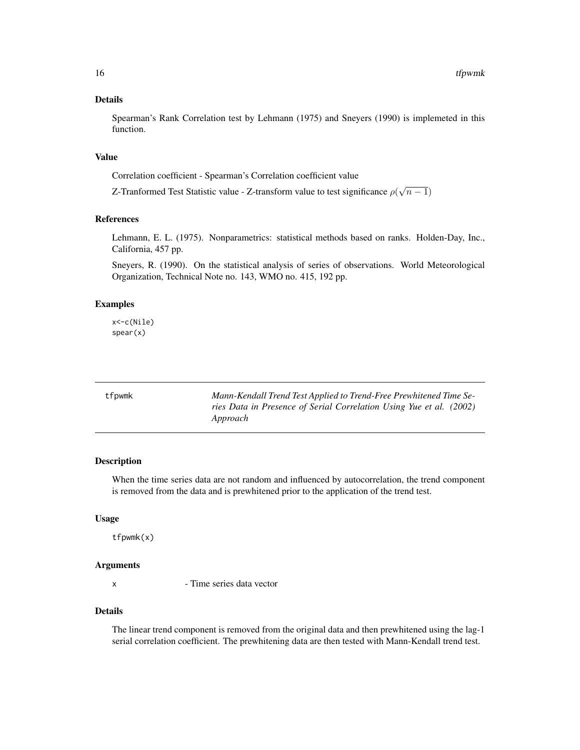### Details

Spearman's Rank Correlation test by Lehmann (1975) and Sneyers (1990) is implemeted in this function.

### Value

Correlation coefficient - Spearman's Correlation coefficient value

Z-Tranformed Test Statistic value - Z-transform value to test significance $\rho(\sqrt{n-1})$

### References

Lehmann, E. L. (1975). Nonparametrics: statistical methods based on ranks. Holden-Day, Inc., California, 457 pp.

Sneyers, R. (1990). On the statistical analysis of series of observations. World Meteorological Organization, Technical Note no. 143, WMO no. 415, 192 pp.

### Examples

```
x<-c(Nile)
spear(x)
```

---

## tfpwmk

*Mann-Kendall Trend Test Applied to Trend-Free Prewhitened Time Series Data in Presence of Serial Correlation Using Yue et al. (2002) Approach*

---

### Description

When the time series data are not random and influenced by autocorrelation, the trend component is removed from the data and is prewhitened prior to the application of the trend test.

### Usage

```
tfpwmk(x)
```

### Arguments

`x` - Time series data vector

### Details

The linear trend component is removed from the original data and then prewhitened using the lag-1 serial correlation coefficient. The prewhitening data are then tested with Mann-Kendall trend test.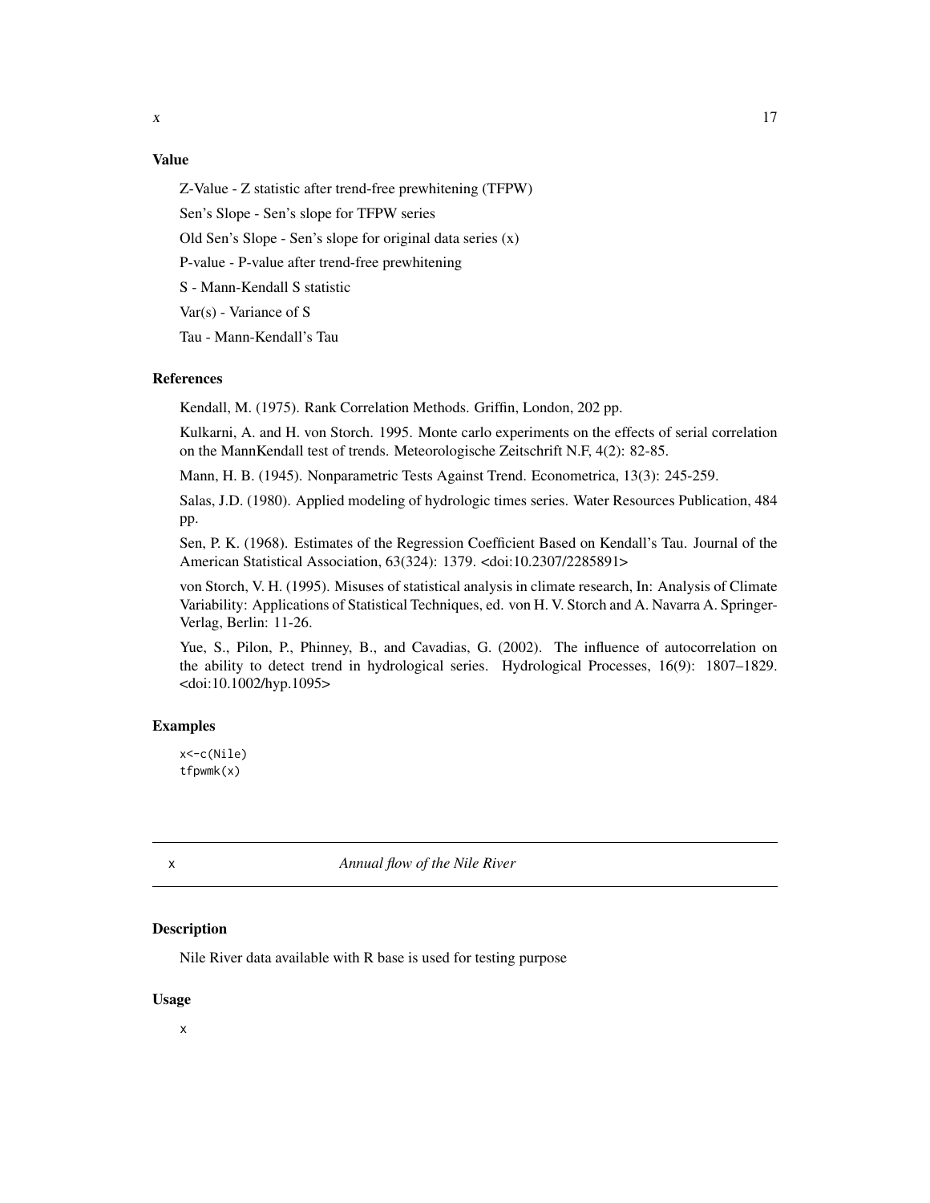### Value

Z-Value - Z statistic after trend-free prewhitening (TFPW)

Sen's Slope - Sen's slope for TFPW series

Old Sen's Slope - Sen's slope for original data series (x)

P-value - P-value after trend-free prewhitening

S - Mann-Kendall S statistic

Var(s) - Variance of S

Tau - Mann-Kendall's Tau

### References

Kendall, M. (1975). Rank Correlation Methods. Griffin, London, 202 pp.

Kulkarni, A. and H. von Storch. 1995. Monte carlo experiments on the effects of serial correlation on the MannKendall test of trends. Meteorologische Zeitschrift N.F, 4(2): 82-85.

Mann, H. B. (1945). Nonparametric Tests Against Trend. Econometrica, 13(3): 245-259.

Salas, J.D. (1980). Applied modeling of hydrologic times series. Water Resources Publication, 484 pp.

Sen, P. K. (1968). Estimates of the Regression Coefficient Based on Kendall's Tau. Journal of the American Statistical Association, 63(324): 1379. <doi:10.2307/2285891>

von Storch, V. H. (1995). Misuses of statistical analysis in climate research, In: Analysis of Climate Variability: Applications of Statistical Techniques, ed. von H. V. Storch and A. Navarra A. Springer-Verlag, Berlin: 11-26.

Yue, S., Pilon, P., Phinney, B., and Cavadias, G. (2002). The influence of autocorrelation on the ability to detect trend in hydrological series. Hydrological Processes, 16(9): 1807–1829. <doi:10.1002/hyp.1095>

### Examples

```
x<-c(Nile)
tfpwmk(x)
```

---

## x — *Annual flow of the Nile River*

### Description

Nile River data available with R base is used for testing purpose

### Usage

```
x
```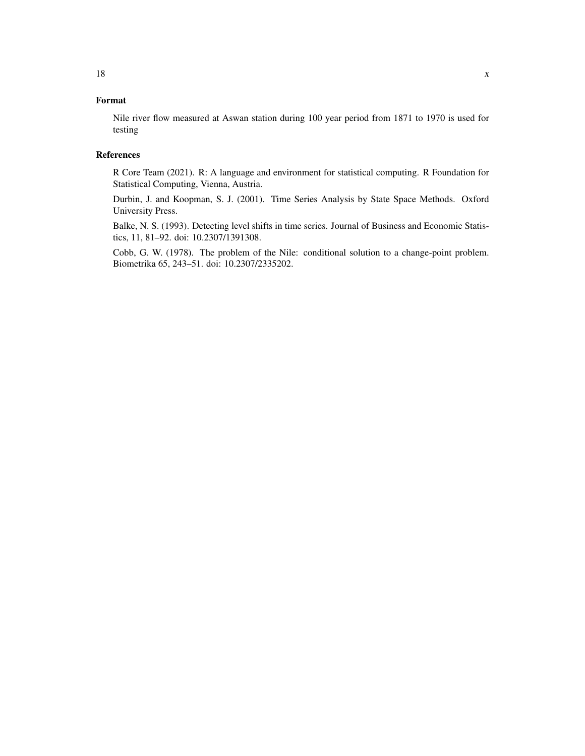### Format

Nile river flow measured at Aswan station during 100 year period from 1871 to 1970 is used for testing

### References

R Core Team (2021). R: A language and environment for statistical computing. R Foundation for Statistical Computing, Vienna, Austria.

Durbin, J. and Koopman, S. J. (2001). Time Series Analysis by State Space Methods. Oxford University Press.

Balke, N. S. (1993). Detecting level shifts in time series. Journal of Business and Economic Statistics, 11, 81–92. doi: 10.2307/1391308.

Cobb, G. W. (1978). The problem of the Nile: conditional solution to a change-point problem. Biometrika 65, 243–51. doi: 10.2307/2335202.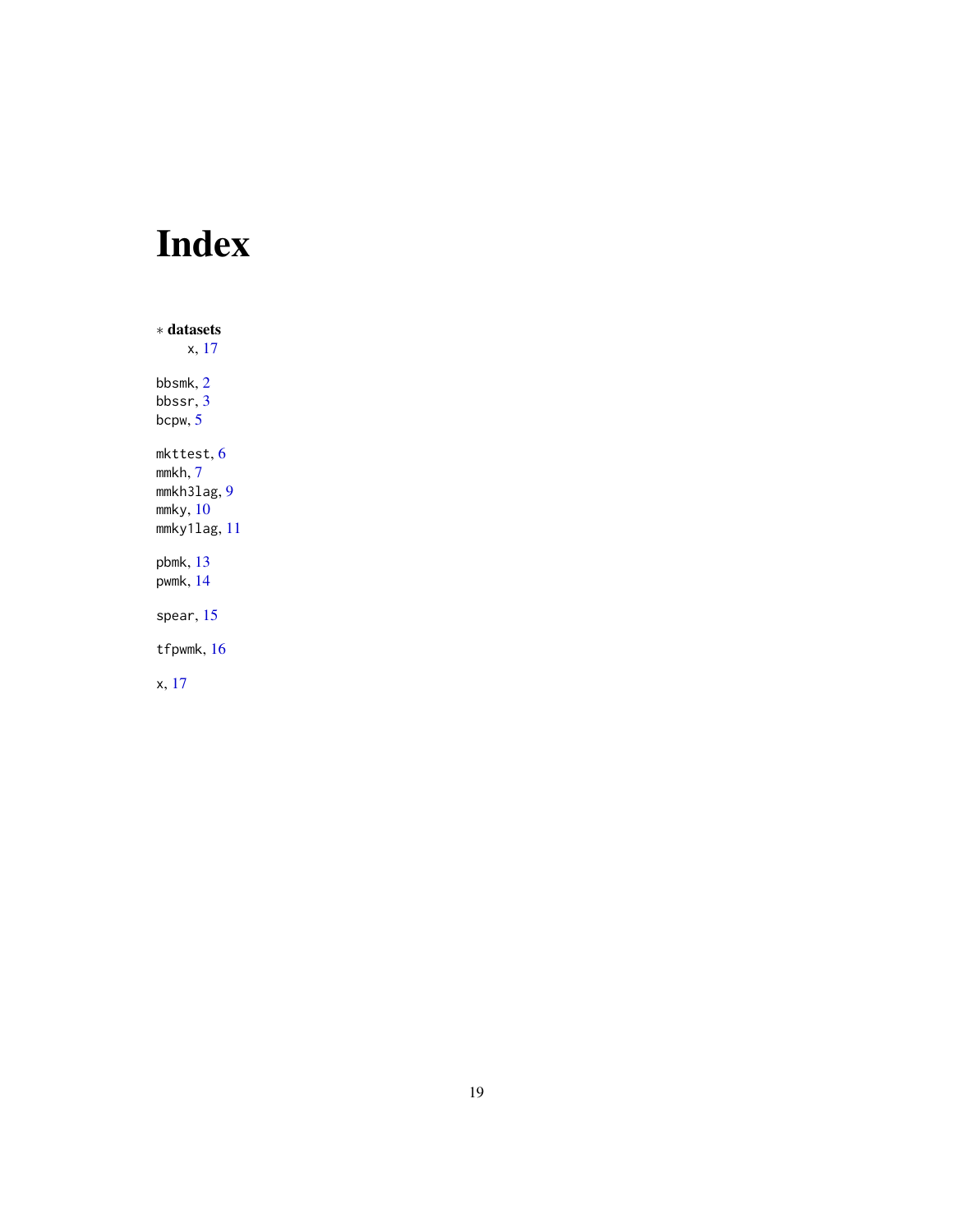# Index

∗ **datasets**
    x, 17

bbsmk, 2
bbssr, 3
bcpw, 5

mkttest, 6
mmkh, 7
mmkh3lag, 9
mmky, 10
mmky1lag, 11

pbmk, 13
pwmk, 14

spear, 15

tfpwmk, 16

x, 17